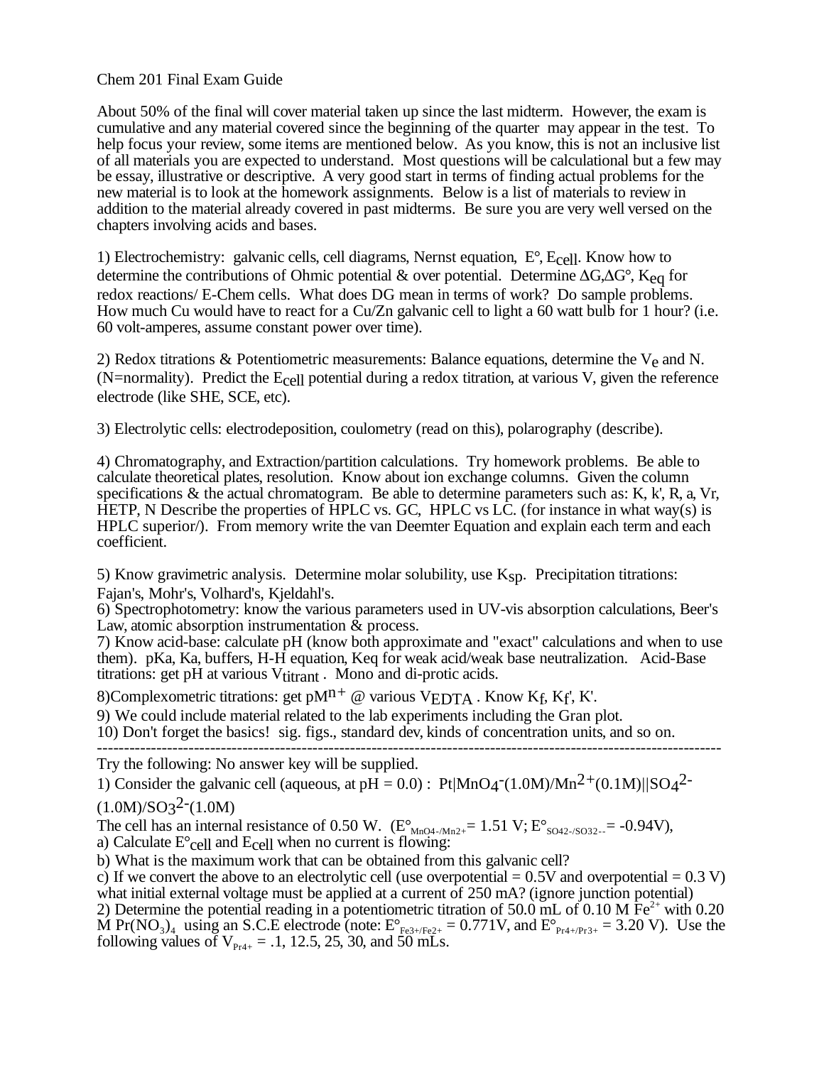# Chem 201 Final Exam Guide

About 50% of the final will cover material taken up since the last midterm. However, the exam is cumulative and any material covered since the beginning of the quarter may appear in the test. To help focus your review, some items are mentioned below. As you know, this is not an inclusive list of all materials you are expected to understand. Most questions will be calculational but a few may be essay, illustrative or descriptive. A very good start in terms of finding actual problems for the new material is to look at the homework assignments. Below is a list of materials to review in addition to the material already covered in past midterms. Be sure you are very well versed on the chapters involving acids and bases.

1) Electrochemistry: galvanic cells, cell diagrams, Nernst equation, E°, $E_{cell}$. Know how to determine the contributions of Ohmic potential & over potential. Determine $\Delta G, \Delta G°$, $K_{eq}$ for redox reactions/ E-Chem cells. What does DG mean in terms of work? Do sample problems. How much Cu would have to react for a Cu/Zn galvanic cell to light a 60 watt bulb for 1 hour? (i.e. 60 volt-amperes, assume constant power over time).

2) Redox titrations & Potentiometric measurements: Balance equations, determine the $V_e$ and N. (N=normality). Predict the $E_{cell}$ potential during a redox titration, at various V, given the reference electrode (like SHE, SCE, etc).

3) Electrolytic cells: electrodeposition, coulometry (read on this), polarography (describe).

4) Chromatography, and Extraction/partition calculations. Try homework problems. Be able to calculate theoretical plates, resolution. Know about ion exchange columns. Given the column specifications & the actual chromatogram. Be able to determine parameters such as: K, k', R, a, Vr, HETP, N Describe the properties of HPLC vs. GC, HPLC vs LC. (for instance in what way(s) is HPLC superior/). From memory write the van Deemter Equation and explain each term and each coefficient.

5) Know gravimetric analysis. Determine molar solubility, use $K_{sp}$. Precipitation titrations: Fajan's, Mohr's, Volhard's, Kjeldahl's.
6) Spectrophotometry: know the various parameters used in UV-vis absorption calculations, Beer's Law, atomic absorption instrumentation & process.
7) Know acid-base: calculate pH (know both approximate and "exact" calculations and when to use them). pKa, Ka, buffers, H-H equation, Keq for weak acid/weak base neutralization. Acid-Base titrations: get pH at various $V_{titrant}$ . Mono and di-protic acids.
8)Complexometric titrations: get $pM^{n+}$ @ various $V_{EDTA}$ . Know $K_f$, $K_f'$, K'.
9) We could include material related to the lab experiments including the Gran plot.
10) Don't forget the basics! sig. figs., standard dev, kinds of concentration units, and so on.

---

Try the following: No answer key will be supplied.
1) Consider the galvanic cell (aqueous, at pH = 0.0) : Pt|$MnO_4^-$(1.0M)/$Mn^{2+}$(0.1M)||$SO_4^{2-}$(1.0M)/$SO_3^{2-}$(1.0M)
The cell has an internal resistance of 0.50 W. ($E°_{MnO4-/Mn2+}$= 1.51 V; $E°_{SO42-/SO32--}$= -0.94V),
a) Calculate $E°_{cell}$ and $E_{cell}$ when no current is flowing:
b) What is the maximum work that can be obtained from this galvanic cell?
c) If we convert the above to an electrolytic cell (use overpotential = 0.5V and overpotential = 0.3 V) what initial external voltage must be applied at a current of 250 mA? (ignore junction potential)
2) Determine the potential reading in a potentiometric titration of 50.0 mL of 0.10 M $Fe^{2+}$ with 0.20 M $Pr(NO_3)_4$ using an S.C.E electrode (note: $E°_{Fe3+/Fe2+}$ = 0.771V, and $E°_{Pr4+/Pr3+}$ = 3.20 V). Use the following values of $V_{Pr4+}$ = .1, 12.5, 25, 30, and 50 mLs.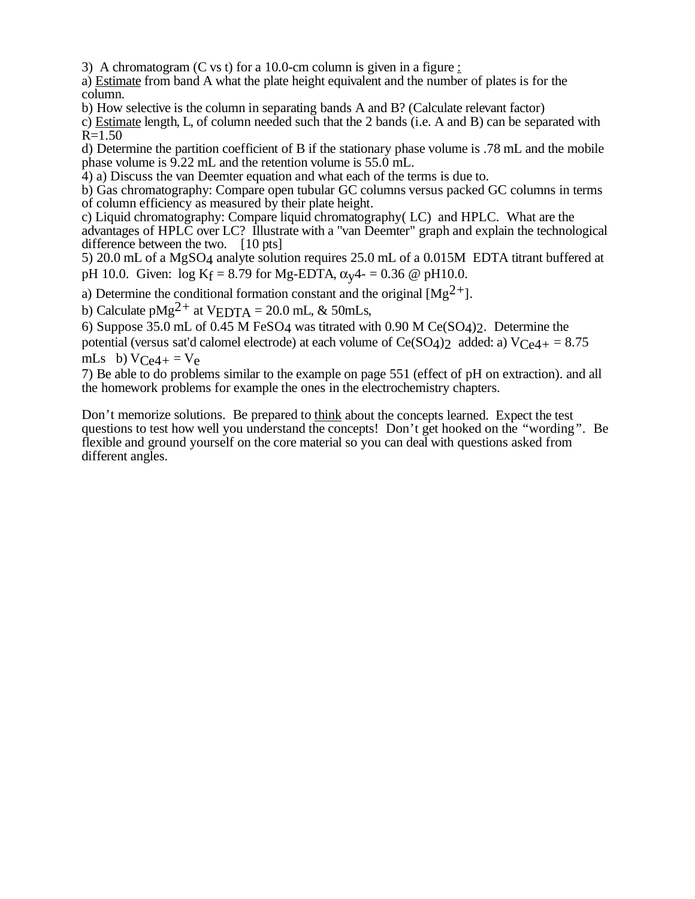3) A chromatogram (C vs t) for a 10.0-cm column is given in a figure :

a) Estimate from band A what the plate height equivalent and the number of plates is for the column.

b) How selective is the column in separating bands A and B? (Calculate relevant factor)

c) Estimate length, L, of column needed such that the 2 bands (i.e. A and B) can be separated with R=1.50

d) Determine the partition coefficient of B if the stationary phase volume is .78 mL and the mobile phase volume is 9.22 mL and the retention volume is 55.0 mL.

4) a) Discuss the van Deemter equation and what each of the terms is due to.

b) Gas chromatography: Compare open tubular GC columns versus packed GC columns in terms of column efficiency as measured by their plate height.

c) Liquid chromatography: Compare liquid chromatography( LC) and HPLC. What are the advantages of HPLC over LC? Illustrate with a "van Deemter" graph and explain the technological difference between the two. [10 pts]

5) 20.0 mL of a $MgSO_4$ analyte solution requires 25.0 mL of a 0.015M EDTA titrant buffered at pH 10.0. Given: $\log K_f = 8.79$ for Mg-EDTA, $\alpha_{Y^{4-}} = 0.36$ @ pH10.0.

a) Determine the conditional formation constant and the original $[Mg^{2+}]$.

b) Calculate $pMg^{2+}$ at $V_{EDTA} = 20.0$ mL, & 50mLs,

6) Suppose 35.0 mL of 0.45 M $FeSO_4$ was titrated with 0.90 M $Ce(SO_4)_2$. Determine the potential (versus sat'd calomel electrode) at each volume of $Ce(SO_4)_2$ added: a) $V_{Ce^{4+}} = 8.75$ mLs b) $V_{Ce^{4+}} = V_e$

7) Be able to do problems similar to the example on page 551 (effect of pH on extraction). and all the homework problems for example the ones in the electrochemistry chapters.

Don't memorize solutions. Be prepared to think about the concepts learned. Expect the test questions to test how well you understand the concepts! Don't get hooked on the "wording". Be flexible and ground yourself on the core material so you can deal with questions asked from different angles.